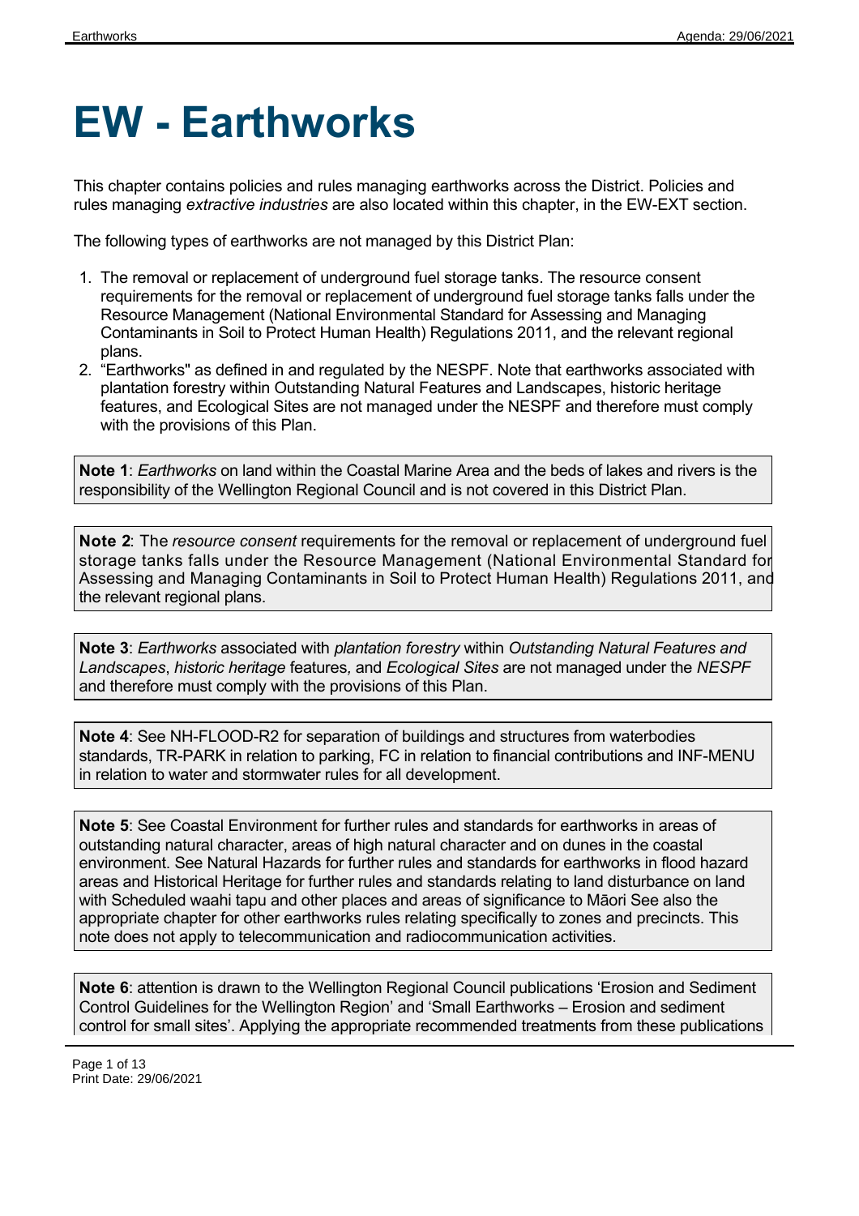# EW - Earthworks

This chapter contains policies and rules managing earthworks across the District. Policies and rules managing *extractive industries* are also located within this chapter, in the EW-EXT section.

The following types of earthworks are not managed by this District Plan:

1. The removal or replacement of underground fuel storage tanks. The resource consent requirements for the removal or replacement of underground fuel storage tanks falls under the Resource Management (National Environmental Standard for Assessing and Managing Contaminants in Soil to Protect Human Health) Regulations 2011, and the relevant regional plans.
2. "Earthworks" as defined in and regulated by the NESPF. Note that earthworks associated with plantation forestry within Outstanding Natural Features and Landscapes, historic heritage features, and Ecological Sites are not managed under the NESPF and therefore must comply with the provisions of this Plan.

**Note 1**: *Earthworks* on land within the Coastal Marine Area and the beds of lakes and rivers is the responsibility of the Wellington Regional Council and is not covered in this District Plan.

**Note 2**: The *resource consent* requirements for the removal or replacement of underground fuel storage tanks falls under the Resource Management (National Environmental Standard for Assessing and Managing Contaminants in Soil to Protect Human Health) Regulations 2011, and the relevant regional plans.

**Note 3**: *Earthworks* associated with *plantation forestry* within *Outstanding Natural Features and Landscapes*, *historic heritage* features, and *Ecological Sites* are not managed under the *NESPF* and therefore must comply with the provisions of this Plan.

**Note 4**: See NH-FLOOD-R2 for separation of buildings and structures from waterbodies standards, TR-PARK in relation to parking, FC in relation to financial contributions and INF-MENU in relation to water and stormwater rules for all development.

**Note 5**: See Coastal Environment for further rules and standards for earthworks in areas of outstanding natural character, areas of high natural character and on dunes in the coastal environment. See Natural Hazards for further rules and standards for earthworks in flood hazard areas and Historical Heritage for further rules and standards relating to land disturbance on land with Scheduled waahi tapu and other places and areas of significance to Māori See also the appropriate chapter for other earthworks rules relating specifically to zones and precincts. This note does not apply to telecommunication and radiocommunication activities.

**Note 6**: attention is drawn to the Wellington Regional Council publications 'Erosion and Sediment Control Guidelines for the Wellington Region' and 'Small Earthworks – Erosion and sediment control for small sites'. Applying the appropriate recommended treatments from these publications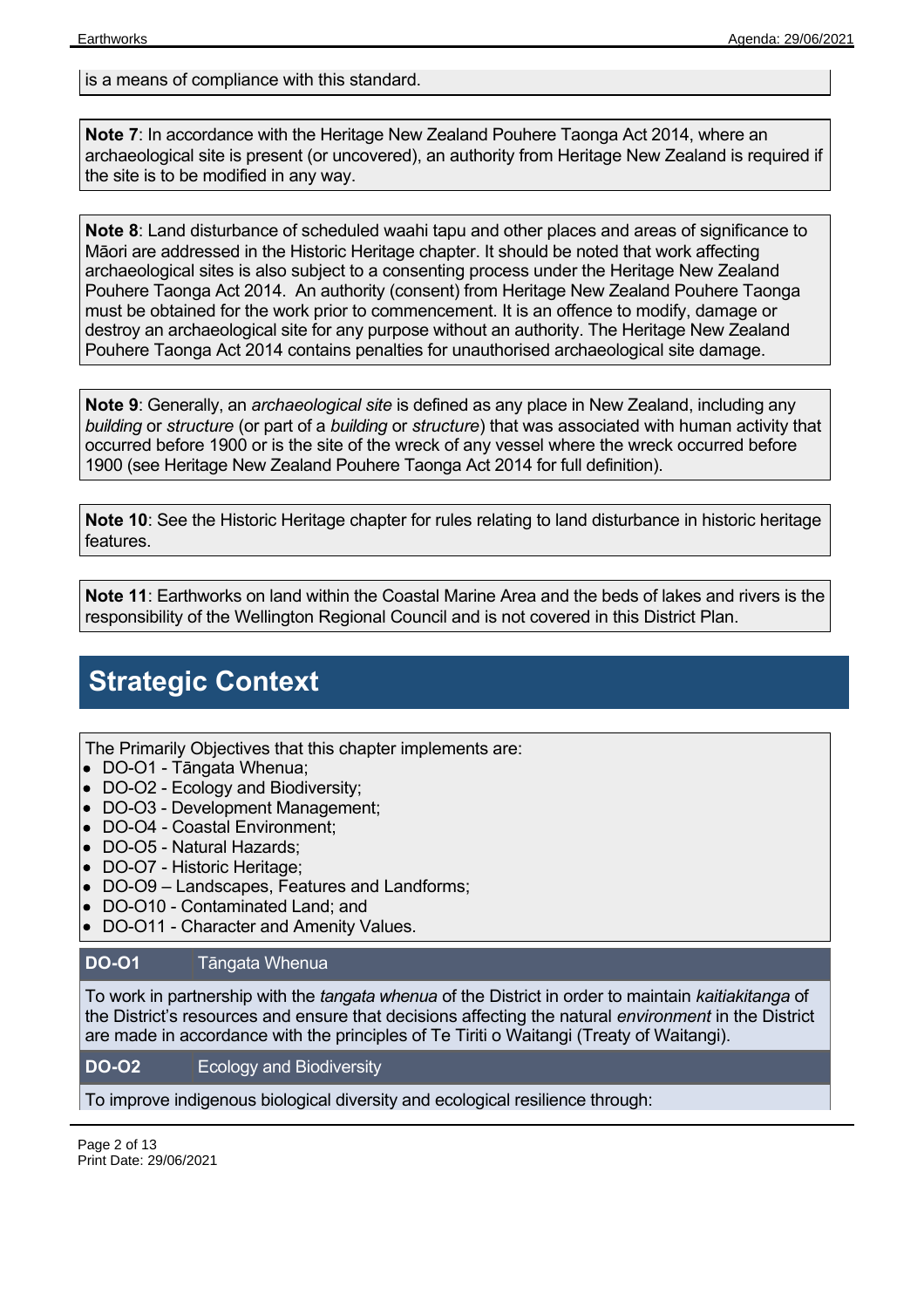is a means of compliance with this standard.

**Note 7**: In accordance with the Heritage New Zealand Pouhere Taonga Act 2014, where an archaeological site is present (or uncovered), an authority from Heritage New Zealand is required if the site is to be modified in any way.

**Note 8**: Land disturbance of scheduled waahi tapu and other places and areas of significance to Māori are addressed in the Historic Heritage chapter. It should be noted that work affecting archaeological sites is also subject to a consenting process under the Heritage New Zealand Pouhere Taonga Act 2014. An authority (consent) from Heritage New Zealand Pouhere Taonga must be obtained for the work prior to commencement. It is an offence to modify, damage or destroy an archaeological site for any purpose without an authority. The Heritage New Zealand Pouhere Taonga Act 2014 contains penalties for unauthorised archaeological site damage.

**Note 9**: Generally, an *archaeological site* is defined as any place in New Zealand, including any *building* or *structure* (or part of a *building* or *structure*) that was associated with human activity that occurred before 1900 or is the site of the wreck of any vessel where the wreck occurred before 1900 (see Heritage New Zealand Pouhere Taonga Act 2014 for full definition).

**Note 10**: See the Historic Heritage chapter for rules relating to land disturbance in historic heritage features.

**Note 11**: Earthworks on land within the Coastal Marine Area and the beds of lakes and rivers is the responsibility of the Wellington Regional Council and is not covered in this District Plan.

# Strategic Context

The Primarily Objectives that this chapter implements are:

- DO-O1 - Tāngata Whenua;
- DO-O2 - Ecology and Biodiversity;
- DO-O3 - Development Management;
- DO-O4 - Coastal Environment;
- DO-O5 - Natural Hazards;
- DO-O7 - Historic Heritage;
- DO-O9 – Landscapes, Features and Landforms;
- DO-O10 - Contaminated Land; and
- DO-O11 - Character and Amenity Values.

**DO-O1** Tāngata Whenua

To work in partnership with the *tangata whenua* of the District in order to maintain *kaitiakitanga* of the District's resources and ensure that decisions affecting the natural *environment* in the District are made in accordance with the principles of Te Tiriti o Waitangi (Treaty of Waitangi).

**DO-O2** Ecology and Biodiversity

To improve indigenous biological diversity and ecological resilience through: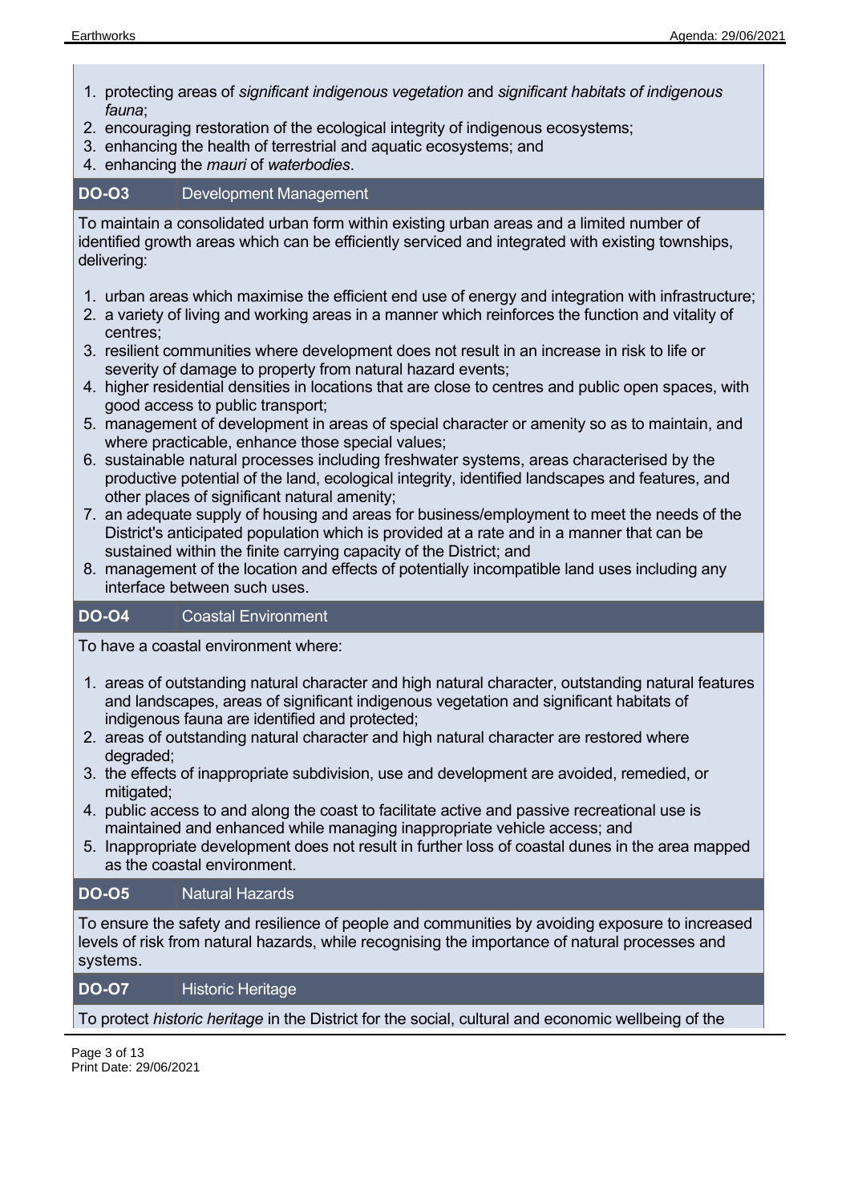1. protecting areas of *significant indigenous vegetation* and *significant habitats of indigenous fauna*;
2. encouraging restoration of the ecological integrity of indigenous ecosystems;
3. enhancing the health of terrestrial and aquatic ecosystems; and
4. enhancing the *mauri* of *waterbodies*.

| **DO-O3** | Development Management |
|---|---|

To maintain a consolidated urban form within existing urban areas and a limited number of identified growth areas which can be efficiently serviced and integrated with existing townships, delivering:

1. urban areas which maximise the efficient end use of energy and integration with infrastructure;
2. a variety of living and working areas in a manner which reinforces the function and vitality of centres;
3. resilient communities where development does not result in an increase in risk to life or severity of damage to property from natural hazard events;
4. higher residential densities in locations that are close to centres and public open spaces, with good access to public transport;
5. management of development in areas of special character or amenity so as to maintain, and where practicable, enhance those special values;
6. sustainable natural processes including freshwater systems, areas characterised by the productive potential of the land, ecological integrity, identified landscapes and features, and other places of significant natural amenity;
7. an adequate supply of housing and areas for business/employment to meet the needs of the District's anticipated population which is provided at a rate and in a manner that can be sustained within the finite carrying capacity of the District; and
8. management of the location and effects of potentially incompatible land uses including any interface between such uses.

| **DO-O4** | Coastal Environment |
|---|---|

To have a coastal environment where:

1. areas of outstanding natural character and high natural character, outstanding natural features and landscapes, areas of significant indigenous vegetation and significant habitats of indigenous fauna are identified and protected;
2. areas of outstanding natural character and high natural character are restored where degraded;
3. the effects of inappropriate subdivision, use and development are avoided, remedied, or mitigated;
4. public access to and along the coast to facilitate active and passive recreational use is maintained and enhanced while managing inappropriate vehicle access; and
5. Inappropriate development does not result in further loss of coastal dunes in the area mapped as the coastal environment.

| **DO-O5** | Natural Hazards |
|---|---|

To ensure the safety and resilience of people and communities by avoiding exposure to increased levels of risk from natural hazards, while recognising the importance of natural processes and systems.

| **DO-O7** | Historic Heritage |
|---|---|

To protect *historic heritage* in the District for the social, cultural and economic wellbeing of the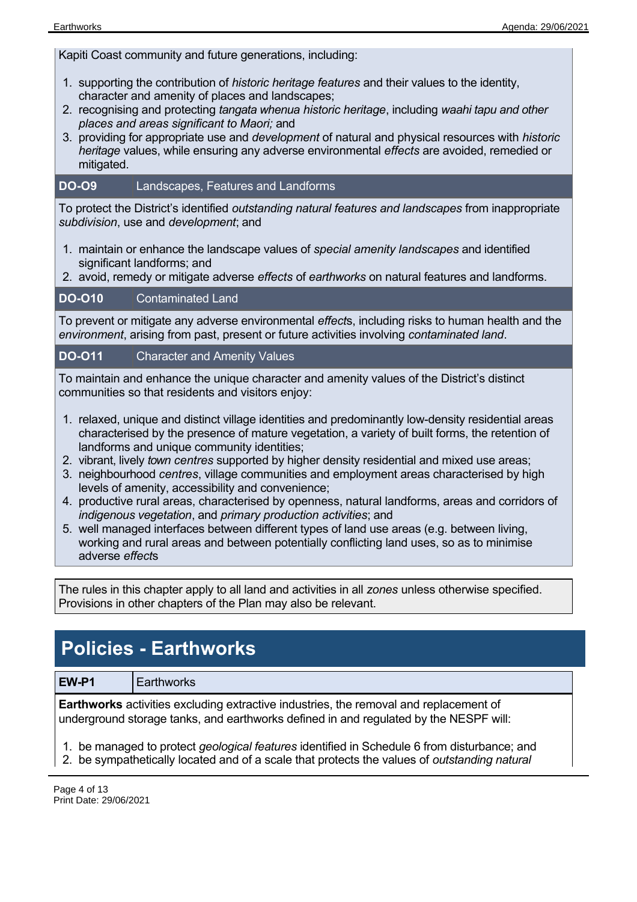Kapiti Coast community and future generations, including:

1. supporting the contribution of *historic heritage features* and their values to the identity, character and amenity of places and landscapes;
2. recognising and protecting *tangata whenua historic heritage*, including *waahi tapu and other places and areas significant to Maori;* and
3. providing for appropriate use and *development* of natural and physical resources with *historic heritage* values, while ensuring any adverse environmental *effects* are avoided, remedied or mitigated.

| **DO-O9** | Landscapes, Features and Landforms |
|---|---|

To protect the District's identified *outstanding natural features and landscapes* from inappropriate *subdivision*, use and *development*; and

1. maintain or enhance the landscape values of *special amenity landscapes* and identified significant landforms; and
2. avoid, remedy or mitigate adverse *effects* of *earthworks* on natural features and landforms.

| **DO-O10** | Contaminated Land |
|---|---|

To prevent or mitigate any adverse environmental *effect*s, including risks to human health and the *environment*, arising from past, present or future activities involving *contaminated land*.

| **DO-O11** | Character and Amenity Values |
|---|---|

To maintain and enhance the unique character and amenity values of the District's distinct communities so that residents and visitors enjoy:

1. relaxed, unique and distinct village identities and predominantly low-density residential areas characterised by the presence of mature vegetation, a variety of built forms, the retention of landforms and unique community identities;
2. vibrant, lively *town centres* supported by higher density residential and mixed use areas;
3. neighbourhood *centres*, village communities and employment areas characterised by high levels of amenity, accessibility and convenience;
4. productive rural areas, characterised by openness, natural landforms, areas and corridors of *indigenous vegetation*, and *primary production activities*; and
5. well managed interfaces between different types of land use areas (e.g. between living, working and rural areas and between potentially conflicting land uses, so as to minimise adverse *effect*s

The rules in this chapter apply to all land and activities in all *zones* unless otherwise specified. Provisions in other chapters of the Plan may also be relevant.

# Policies - Earthworks

| **EW-P1** | Earthworks |
|---|---|

**Earthworks** activities excluding extractive industries, the removal and replacement of underground storage tanks, and earthworks defined in and regulated by the NESPF will:

1. be managed to protect *geological features* identified in Schedule 6 from disturbance; and
2. be sympathetically located and of a scale that protects the values of *outstanding natural*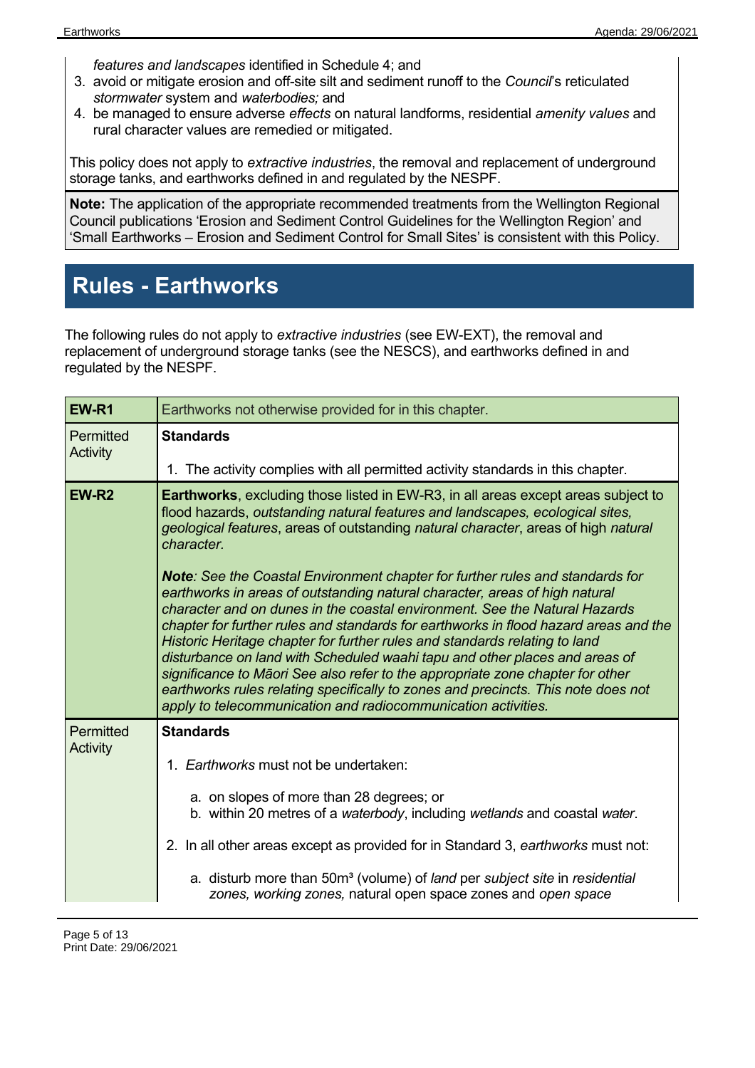*features and landscapes* identified in Schedule 4; and

3. avoid or mitigate erosion and off-site silt and sediment runoff to the *Council*'s reticulated *stormwater* system and *waterbodies;* and
4. be managed to ensure adverse *effects* on natural landforms, residential *amenity values* and rural character values are remedied or mitigated.

This policy does not apply to *extractive industries*, the removal and replacement of underground storage tanks, and earthworks defined in and regulated by the NESPF.

**Note:** The application of the appropriate recommended treatments from the Wellington Regional Council publications 'Erosion and Sediment Control Guidelines for the Wellington Region' and 'Small Earthworks – Erosion and Sediment Control for Small Sites' is consistent with this Policy.

# Rules - Earthworks

The following rules do not apply to *extractive industries* (see EW-EXT), the removal and replacement of underground storage tanks (see the NESCS), and earthworks defined in and regulated by the NESPF.

| **EW-R1** | Earthworks not otherwise provided for in this chapter. |
|---|---|
| Permitted Activity | **Standards**<br><br>1. The activity complies with all permitted activity standards in this chapter. |
| **EW-R2** | **Earthworks**, excluding those listed in EW-R3, in all areas except areas subject to flood hazards, *outstanding natural features and landscapes, ecological sites, geological features*, areas of outstanding *natural character*, areas of high *natural character.*<br><br>***Note****: See the Coastal Environment chapter for further rules and standards for earthworks in areas of outstanding natural character, areas of high natural character and on dunes in the coastal environment. See the Natural Hazards chapter for further rules and standards for earthworks in flood hazard areas and the Historic Heritage chapter for further rules and standards relating to land disturbance on land with Scheduled waahi tapu and other places and areas of significance to Māori See also refer to the appropriate zone chapter for other earthworks rules relating specifically to zones and precincts. This note does not apply to telecommunication and radiocommunication activities.* |
| Permitted Activity | **Standards**<br><br>1. *Earthworks* must not be undertaken:<br><br>a. on slopes of more than 28 degrees; or<br>b. within 20 metres of a *waterbody*, including *wetlands* and coastal *water*.<br><br>2. In all other areas except as provided for in Standard 3, *earthworks* must not:<br><br>a. disturb more than 50m³ (volume) of *land* per *subject site* in *residential zones, working zones,* natural open space zones and *open space* |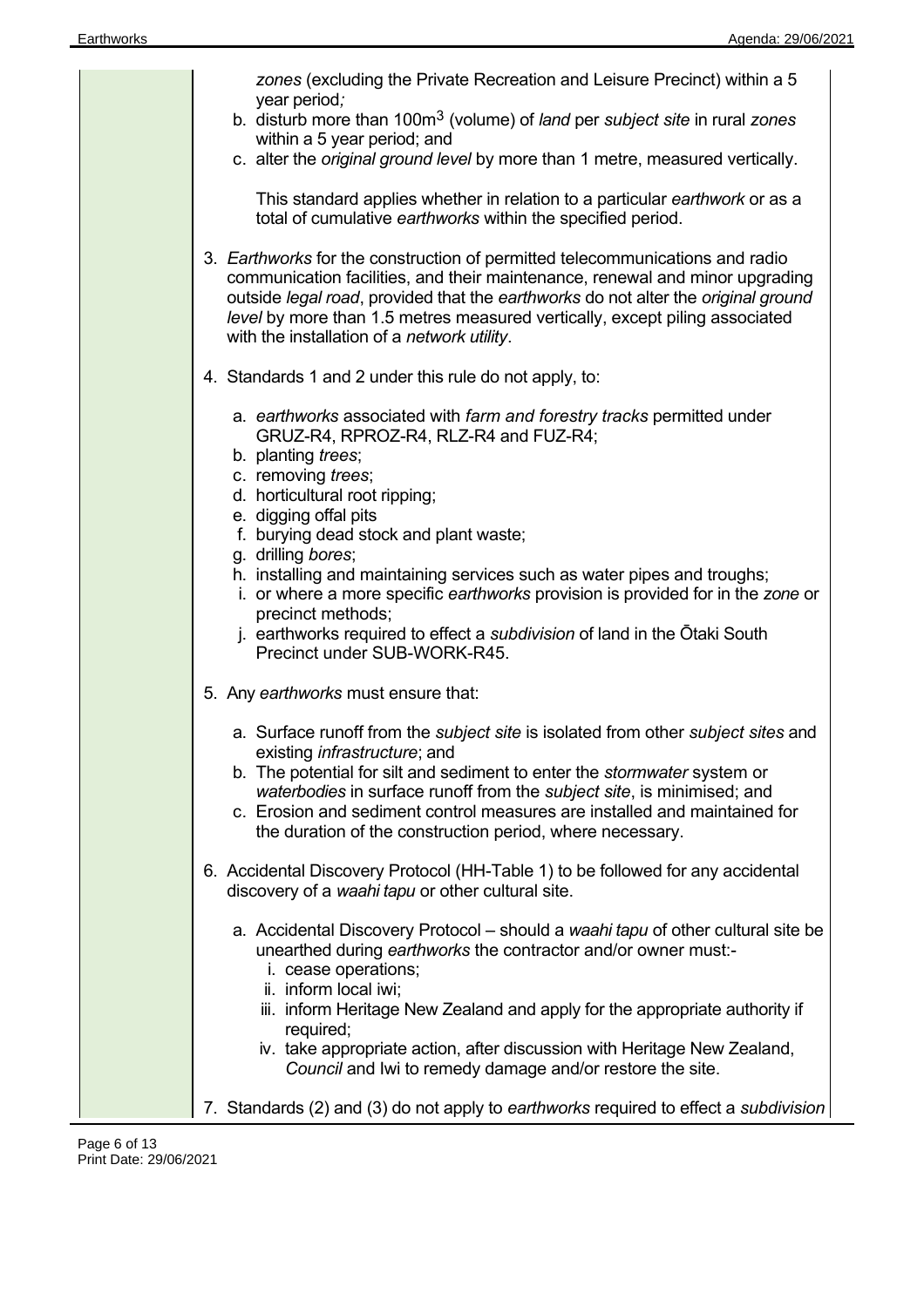*zones* (excluding the Private Recreation and Leisure Precinct) within a 5 year period*;*

b. disturb more than 100m$^3$ (volume) of *land* per *subject site* in rural *zones* within a 5 year period; and

c. alter the *original ground level* by more than 1 metre, measured vertically.

This standard applies whether in relation to a particular *earthwork* or as a total of cumulative *earthworks* within the specified period.

3. *Earthworks* for the construction of permitted telecommunications and radio communication facilities, and their maintenance, renewal and minor upgrading outside *legal road*, provided that the *earthworks* do not alter the *original ground level* by more than 1.5 metres measured vertically, except piling associated with the installation of a *network utility*.

4. Standards 1 and 2 under this rule do not apply, to:

   a. *earthworks* associated with *farm and forestry tracks* permitted under GRUZ-R4, RPROZ-R4, RLZ-R4 and FUZ-R4;
   b. planting *trees*;
   c. removing *trees*;
   d. horticultural root ripping;
   e. digging offal pits
   f. burying dead stock and plant waste;
   g. drilling *bores*;
   h. installing and maintaining services such as water pipes and troughs;
   i. or where a more specific *earthworks* provision is provided for in the *zone* or precinct methods;
   j. earthworks required to effect a *subdivision* of land in the Ōtaki South Precinct under SUB-WORK-R45.

5. Any *earthworks* must ensure that:

   a. Surface runoff from the *subject site* is isolated from other *subject sites* and existing *infrastructure*; and
   b. The potential for silt and sediment to enter the *stormwater* system or *waterbodies* in surface runoff from the *subject site*, is minimised; and
   c. Erosion and sediment control measures are installed and maintained for the duration of the construction period, where necessary.

6. Accidental Discovery Protocol (HH-Table 1) to be followed for any accidental discovery of a *waahi tapu* or other cultural site.

   a. Accidental Discovery Protocol – should a *waahi tapu* of other cultural site be unearthed during *earthworks* the contractor and/or owner must:-
      i. cease operations;
      ii. inform local iwi;
      iii. inform Heritage New Zealand and apply for the appropriate authority if required;
      iv. take appropriate action, after discussion with Heritage New Zealand, *Council* and Iwi to remedy damage and/or restore the site.

7. Standards (2) and (3) do not apply to *earthworks* required to effect a *subdivision*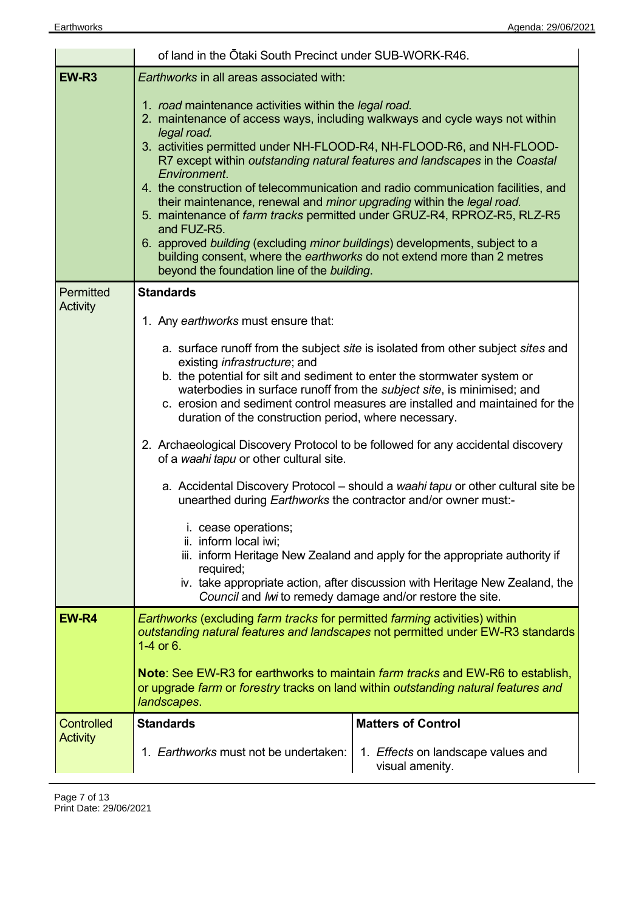| | |
|---|---|
| | of land in the Ōtaki South Precinct under SUB-WORK-R46. |
| **EW-R3** | *Earthworks* in all areas associated with:<br><br>1. *road* maintenance activities within the *legal road.*<br>2. maintenance of access ways, including walkways and cycle ways not within *legal road.*<br>3. activities permitted under NH-FLOOD-R4, NH-FLOOD-R6, and NH-FLOOD-R7 except within *outstanding natural features and landscapes* in the *Coastal Environment*.<br>4. the construction of telecommunication and radio communication facilities, and their maintenance, renewal and *minor upgrading* within the *legal road.*<br>5. maintenance of *farm tracks* permitted under GRUZ-R4, RPROZ-R5, RLZ-R5 and FUZ-R5.<br>6. approved *building* (excluding *minor buildings*) developments, subject to a building consent, where the *earthworks* do not extend more than 2 metres beyond the foundation line of the *building*. |
| Permitted Activity | **Standards**<br><br>1. Any *earthworks* must ensure that:<br><br>a. surface runoff from the subject *site* is isolated from other subject *sites* and existing *infrastructure*; and<br>b. the potential for silt and sediment to enter the stormwater system or waterbodies in surface runoff from the *subject site*, is minimised; and<br>c. erosion and sediment control measures are installed and maintained for the duration of the construction period, where necessary.<br><br>2. Archaeological Discovery Protocol to be followed for any accidental discovery of a *waahi tapu* or other cultural site.<br><br>a. Accidental Discovery Protocol – should a *waahi tapu* or other cultural site be unearthed during *Earthworks* the contractor and/or owner must:-<br><br>i. cease operations;<br>ii. inform local iwi;<br>iii. inform Heritage New Zealand and apply for the appropriate authority if required;<br>iv. take appropriate action, after discussion with Heritage New Zealand, the *Council* and *Iwi* to remedy damage and/or restore the site. |
| **EW-R4** | *Earthworks* (excluding *farm tracks* for permitted *farming* activities) within *outstanding natural features and landscapes* not permitted under EW-R3 standards 1-4 or 6.<br><br>**Note**: See EW-R3 for earthworks to maintain *farm tracks* and EW-R6 to establish, or upgrade *farm* or *forestry* tracks on land within *outstanding natural features and landscapes*. |
| Controlled Activity | **Standards**<br><br>1. *Earthworks* must not be undertaken: <br><br>**Matters of Control**<br><br>1. *Effects* on landscape values and visual amenity. |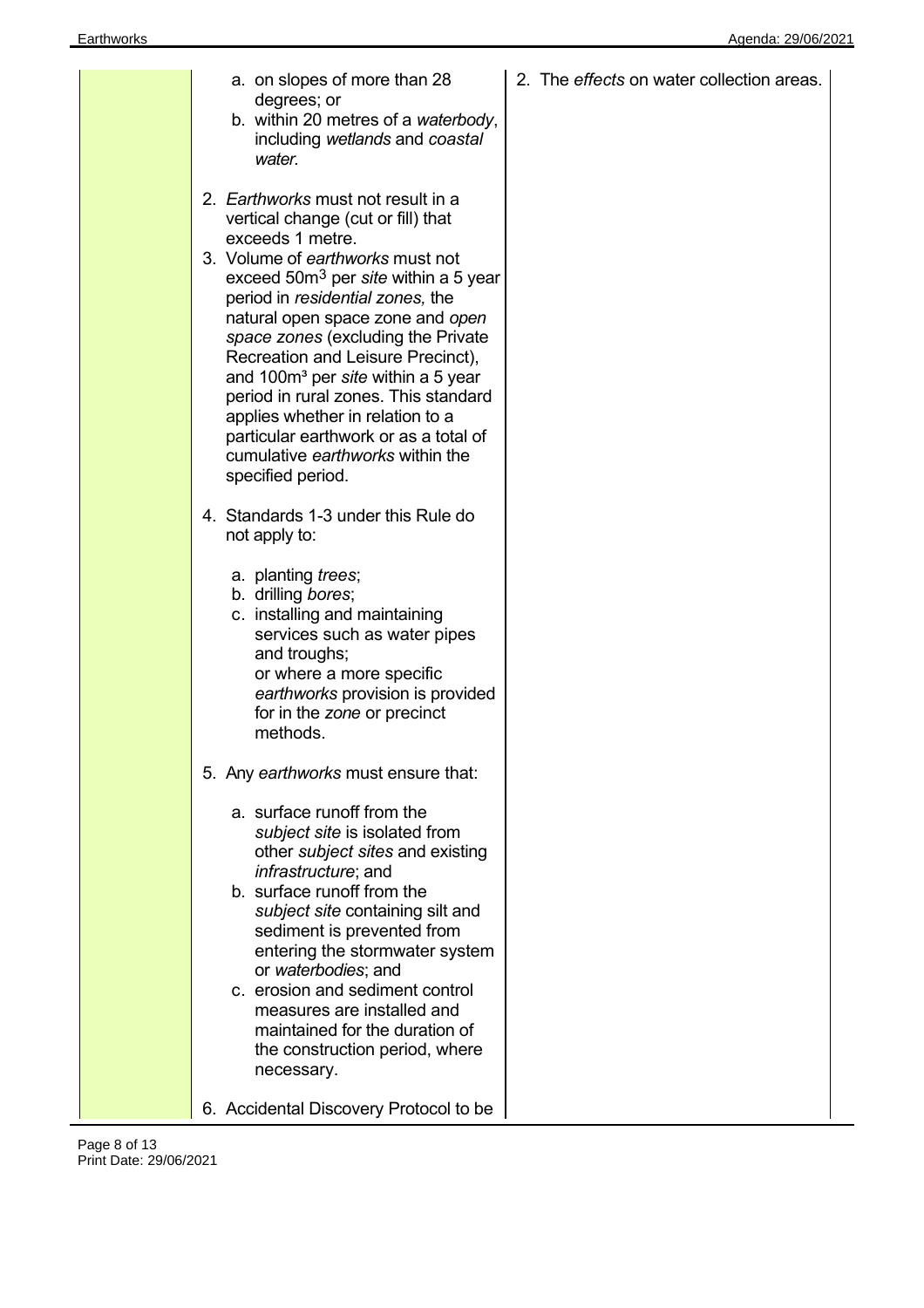| | | |
|---|---|---|
| | a. on slopes of more than 28 degrees; or<br>b. within 20 metres of a *waterbody*, including *wetlands* and *coastal water*.<br><br>2. *Earthworks* must not result in a vertical change (cut or fill) that exceeds 1 metre.<br>3. Volume of *earthworks* must not exceed 50m³ per *site* within a 5 year period in *residential zones,* the natural open space zone and *open space zones* (excluding the Private Recreation and Leisure Precinct), and 100m³ per *site* within a 5 year period in rural zones. This standard applies whether in relation to a particular earthwork or as a total of cumulative *earthworks* within the specified period.<br><br>4. Standards 1-3 under this Rule do not apply to:<br><br>a. planting *trees*;<br>b. drilling *bores*;<br>c. installing and maintaining services such as water pipes and troughs;<br>or where a more specific *earthworks* provision is provided for in the *zone* or precinct methods.<br><br>5. Any *earthworks* must ensure that:<br><br>a. surface runoff from the *subject site* is isolated from other *subject sites* and existing *infrastructure*; and<br>b. surface runoff from the *subject site* containing silt and sediment is prevented from entering the stormwater system or *waterbodies*; and<br>c. erosion and sediment control measures are installed and maintained for the duration of the construction period, where necessary.<br><br>6. Accidental Discovery Protocol to be | 2. The *effects* on water collection areas. |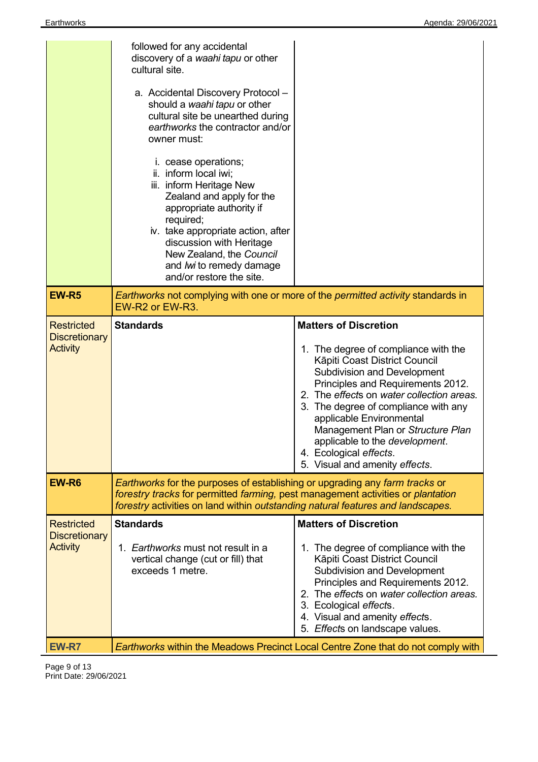| | | |
|---|---|---|
| | followed for any accidental discovery of a *waahi tapu* or other cultural site.<br><br>a. Accidental Discovery Protocol – should a *waahi tapu* or other cultural site be unearthed during *earthworks* the contractor and/or owner must:<br><br>i. cease operations;<br>ii. inform local iwi;<br>iii. inform Heritage New Zealand and apply for the appropriate authority if required;<br>iv. take appropriate action, after discussion with Heritage New Zealand, the *Council* and *Iwi* to remedy damage and/or restore the site. | |
| **EW-R5** | *Earthworks* not complying with one or more of the *permitted activity* standards in EW-R2 or EW-R3. | |
| Restricted Discretionary Activity | **Standards** | **Matters of Discretion**<br><br>1. The degree of compliance with the Kāpiti Coast District Council Subdivision and Development Principles and Requirements 2012.<br>2. The *effects* on *water collection areas.*<br>3. The degree of compliance with any applicable Environmental Management Plan or *Structure Plan* applicable to the *development*.<br>4. Ecological *effects*.<br>5. Visual and amenity *effects*. |
| **EW-R6** | *Earthworks* for the purposes of establishing or upgrading any *farm tracks* or *forestry tracks* for permitted *farming,* pest management activities or *plantation forestry* activities on land within *outstanding natural features and landscapes.* | |
| Restricted Discretionary Activity | **Standards**<br><br>1. *Earthworks* must not result in a vertical change (cut or fill) that exceeds 1 metre. | **Matters of Discretion**<br><br>1. The degree of compliance with the Kāpiti Coast District Council Subdivision and Development Principles and Requirements 2012.<br>2. The *effects* on *water collection areas.*<br>3. Ecological *effects*.<br>4. Visual and amenity *effects*.<br>5. *Effects* on landscape values. |
| **EW-R7** | *Earthworks* within the Meadows Precinct Local Centre Zone that do not comply with | |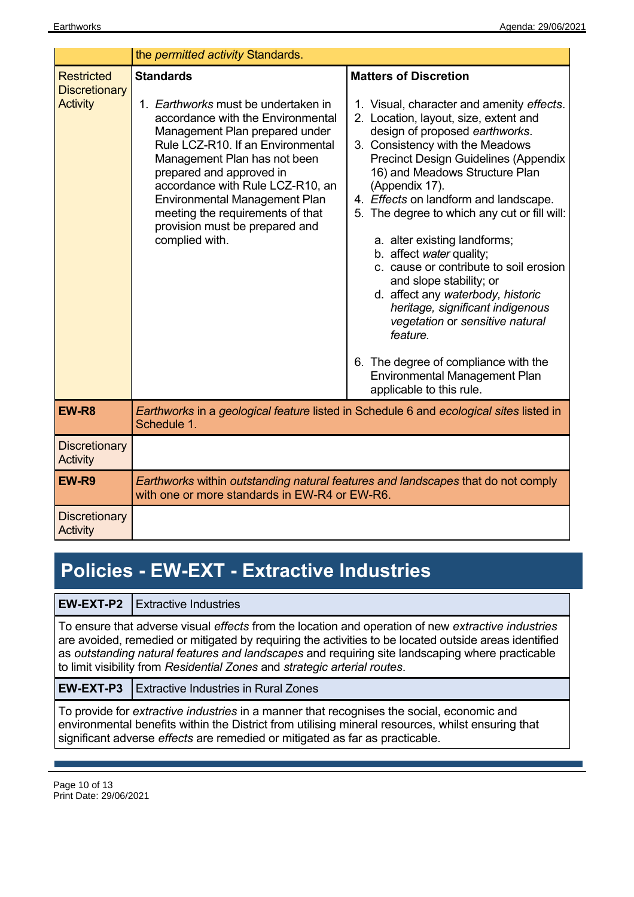| | | |
|---|---|---|
| | the *permitted activity* Standards. | |
| Restricted Discretionary Activity | **Standards**<br><br>1. *Earthworks* must be undertaken in accordance with the Environmental Management Plan prepared under Rule LCZ-R10. If an Environmental Management Plan has not been prepared and approved in accordance with Rule LCZ-R10, an Environmental Management Plan meeting the requirements of that provision must be prepared and complied with. | **Matters of Discretion**<br><br>1. Visual, character and amenity *effects*.<br>2. Location, layout, size, extent and design of proposed *earthworks*.<br>3. Consistency with the Meadows Precinct Design Guidelines (Appendix 16) and Meadows Structure Plan (Appendix 17).<br>4. *Effects* on landform and landscape.<br>5. The degree to which any cut or fill will:<br>a. alter existing landforms;<br>b. affect *water* quality;<br>c. cause or contribute to soil erosion and slope stability; or<br>d. affect any *waterbody, historic heritage, significant indigenous vegetation* or *sensitive natural feature.*<br>6. The degree of compliance with the Environmental Management Plan applicable to this rule. |
| **EW-R8** | *Earthworks* in a *geological feature* listed in Schedule 6 and *ecological sites* listed in Schedule 1. | |
| Discretionary Activity | | |
| **EW-R9** | *Earthworks* within *outstanding natural features and landscapes* that do not comply with one or more standards in EW-R4 or EW-R6. | |
| Discretionary Activity | | |

# Policies - EW-EXT - Extractive Industries

| **EW-EXT-P2** | Extractive Industries |
|---|---|

To ensure that adverse visual *effects* from the location and operation of new *extractive industries* are avoided, remedied or mitigated by requiring the activities to be located outside areas identified as *outstanding natural features and landscapes* and requiring site landscaping where practicable to limit visibility from *Residential Zones* and *strategic arterial routes*.

| **EW-EXT-P3** | Extractive Industries in Rural Zones |
|---|---|

To provide for *extractive industries* in a manner that recognises the social, economic and environmental benefits within the District from utilising mineral resources, whilst ensuring that significant adverse *effects* are remedied or mitigated as far as practicable.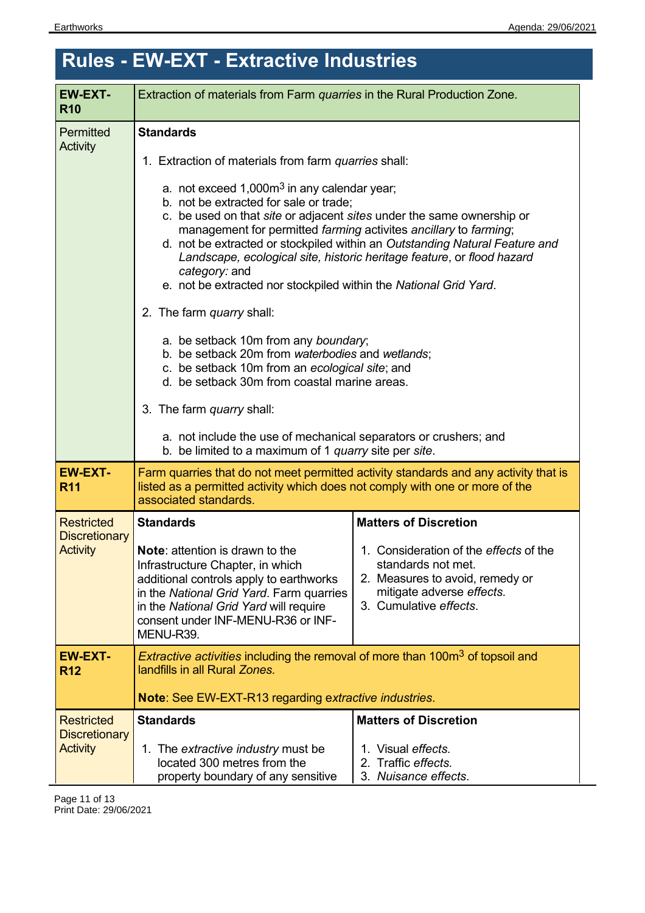# Rules - EW-EXT - Extractive Industries

| **EW-EXT-R10** | Extraction of materials from Farm *quarries* in the Rural Production Zone. | |
|---|---|---|
| Permitted Activity | **Standards**<br><br>1. Extraction of materials from farm *quarries* shall:<br><br>a. not exceed 1,000m$^3$ in any calendar year;<br>b. not be extracted for sale or trade;<br>c. be used on that *site* or adjacent *sites* under the same ownership or management for permitted *farming* activites *ancillary* to *farming*;<br>d. not be extracted or stockpiled within an *Outstanding Natural Feature and Landscape, ecological site, historic heritage feature*, or *flood hazard category:* and<br>e. not be extracted nor stockpiled within the *National Grid Yard*.<br><br>2. The farm *quarry* shall:<br><br>a. be setback 10m from any *boundary*;<br>b. be setback 20m from *waterbodies* and *wetlands*;<br>c. be setback 10m from an *ecological site*; and<br>d. be setback 30m from coastal marine areas.<br><br>3. The farm *quarry* shall:<br><br>a. not include the use of mechanical separators or crushers; and<br>b. be limited to a maximum of 1 *quarry* site per *site*. | |
| **EW-EXT-R11** | Farm quarries that do not meet permitted activity standards and any activity that is listed as a permitted activity which does not comply with one or more of the associated standards. | |
| Restricted Discretionary Activity | **Standards**<br><br>**Note**: attention is drawn to the Infrastructure Chapter, in which additional controls apply to earthworks in the *National Grid Yard*. Farm quarries in the *National Grid Yard* will require consent under INF-MENU-R36 or INF-MENU-R39. | **Matters of Discretion**<br><br>1. Consideration of the *effects* of the standards not met.<br>2. Measures to avoid, remedy or mitigate adverse *effects.*<br>3. Cumulative *effects*. |
| **EW-EXT-R12** | *Extractive activities* including the removal of more than 100m$^3$ of topsoil and landfills in all Rural *Zones.*<br><br>**Note**: See EW-EXT-R13 regarding e*xtractive industries*. | |
| Restricted Discretionary Activity | **Standards**<br><br>1. The *extractive industry* must be located 300 metres from the property boundary of any sensitive | **Matters of Discretion**<br><br>1. Visual *effects.*<br>2. Traffic *effects.*<br>3. *Nuisance effects*. |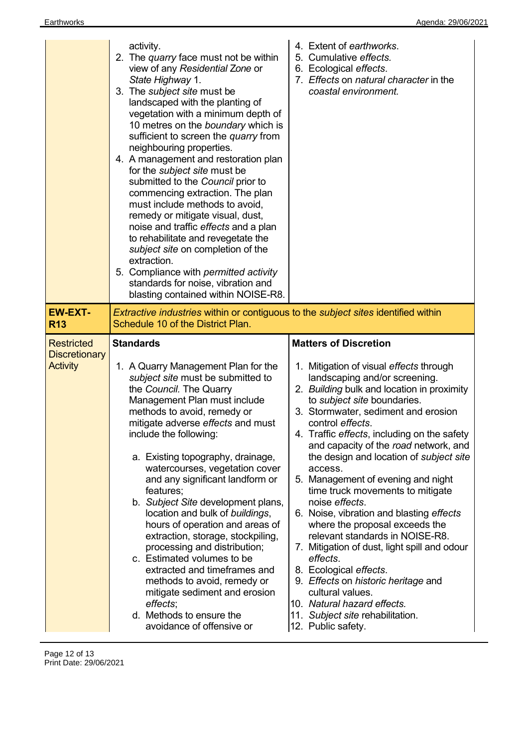| | | |
|---|---|---|
| | activity.<br>2. The *quarry* face must not be within view of any *Residential Zone* or *State Highway* 1.<br>3. The *subject site* must be landscaped with the planting of vegetation with a minimum depth of 10 metres on the *boundary* which is sufficient to screen the *quarry* from neighbouring properties.<br>4. A management and restoration plan for the *subject site* must be submitted to the *Council* prior to commencing extraction. The plan must include methods to avoid, remedy or mitigate visual, dust, noise and traffic *effects* and a plan to rehabilitate and revegetate the *subject site* on completion of the extraction.<br>5. Compliance with *permitted activity* standards for noise, vibration and blasting contained within NOISE-R8. | 4. Extent of *earthworks*.<br>5. Cumulative *effects.*<br>6. Ecological *effects*.<br>7. *Effects* on *natural character* in the *coastal environment.* |
| **EW-EXT-R13** | *Extractive industries* within or contiguous to the *subject sites* identified within Schedule 10 of the District Plan. | |
| Restricted Discretionary Activity | **Standards**<br><br>1. A Quarry Management Plan for the *subject site* must be submitted to the *Council.* The Quarry Management Plan must include methods to avoid, remedy or mitigate adverse *effects* and must include the following:<br><br>a. Existing topography, drainage, watercourses, vegetation cover and any significant landform or features;<br>b. *Subject Site* development plans, location and bulk of *buildings*, hours of operation and areas of extraction, storage, stockpiling, processing and distribution;<br>c. Estimated volumes to be extracted and timeframes and methods to avoid, remedy or mitigate sediment and erosion *effects*;<br>d. Methods to ensure the avoidance of offensive or | **Matters of Discretion**<br><br>1. Mitigation of visual *effects* through landscaping and/or screening.<br>2. *Building* bulk and location in proximity to *subject site* boundaries.<br>3. Stormwater, sediment and erosion control *effects*.<br>4. Traffic *effects*, including on the safety and capacity of the *road* network, and the design and location of *subject site* access.<br>5. Management of evening and night time truck movements to mitigate noise *effects*.<br>6. Noise, vibration and blasting *effects* where the proposal exceeds the relevant standards in NOISE-R8.<br>7. Mitigation of dust, light spill and odour *effects*.<br>8. Ecological *effects*.<br>9. *Effects* on *historic heritage* and cultural values.<br>10. *Natural hazard effects.*<br>11. *Subject site* rehabilitation.<br>12. Public safety. |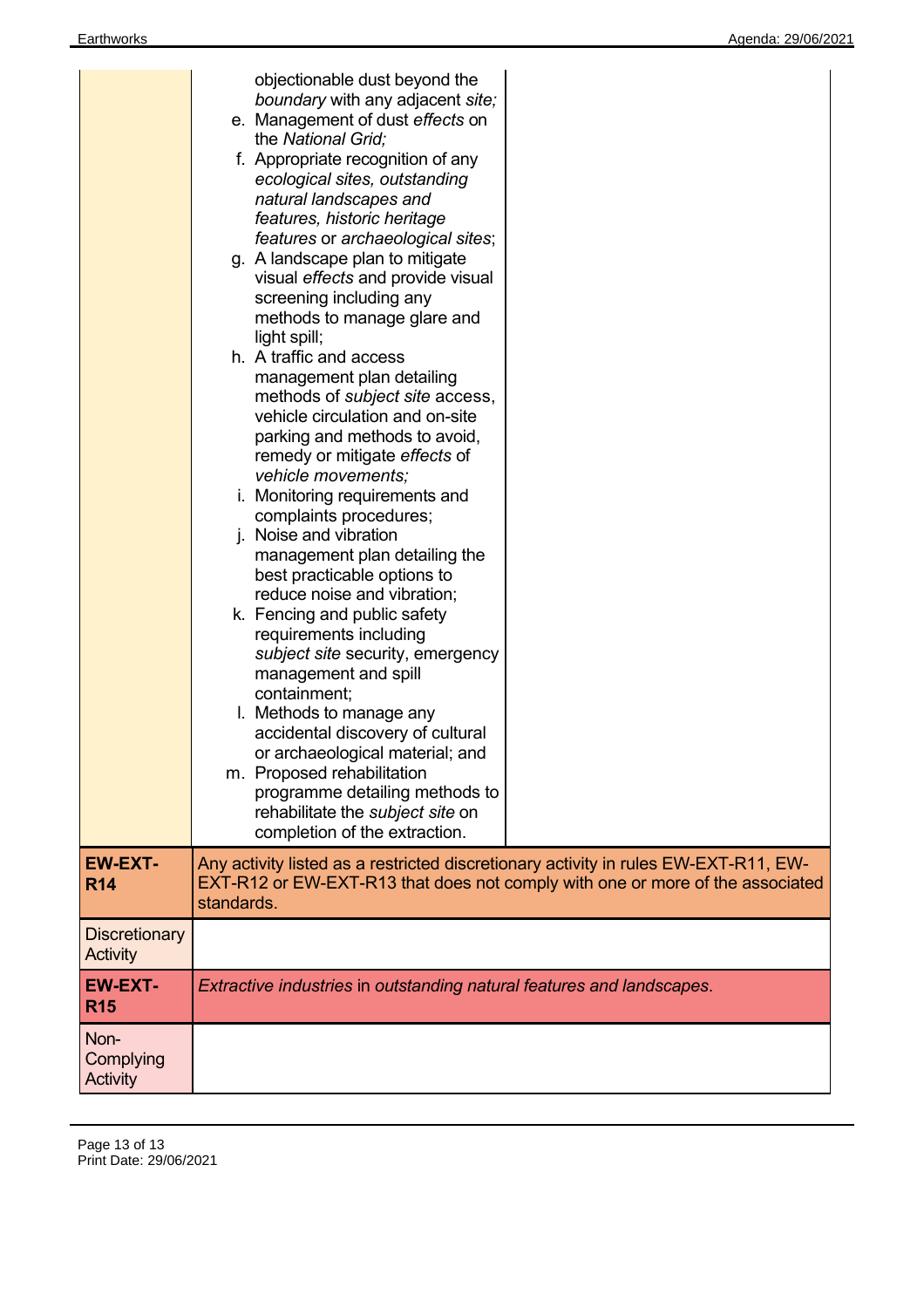| | | |
|---|---|---|
| | objectionable dust beyond the *boundary* with any adjacent *site;*<br>e. Management of dust *effects* on the *National Grid;*<br>f. Appropriate recognition of any *ecological sites, outstanding natural landscapes and features, historic heritage features* or *archaeological sites*;<br>g. A landscape plan to mitigate visual *effects* and provide visual screening including any methods to manage glare and light spill;<br>h. A traffic and access management plan detailing methods of *subject site* access, vehicle circulation and on-site parking and methods to avoid, remedy or mitigate *effects* of *vehicle movements;*<br>i. Monitoring requirements and complaints procedures;<br>j. Noise and vibration management plan detailing the best practicable options to reduce noise and vibration;<br>k. Fencing and public safety requirements including *subject site* security, emergency management and spill containment;<br>l. Methods to manage any accidental discovery of cultural or archaeological material; and<br>m. Proposed rehabilitation programme detailing methods to rehabilitate the *subject site* on completion of the extraction. | |
| **EW-EXT-R14** | Any activity listed as a restricted discretionary activity in rules EW-EXT-R11, EW-EXT-R12 or EW-EXT-R13 that does not comply with one or more of the associated standards. | |
| Discretionary Activity | | |
| **EW-EXT-R15** | *Extractive industries* in *outstanding natural features and landscapes*. | |
| Non-Complying Activity | | |